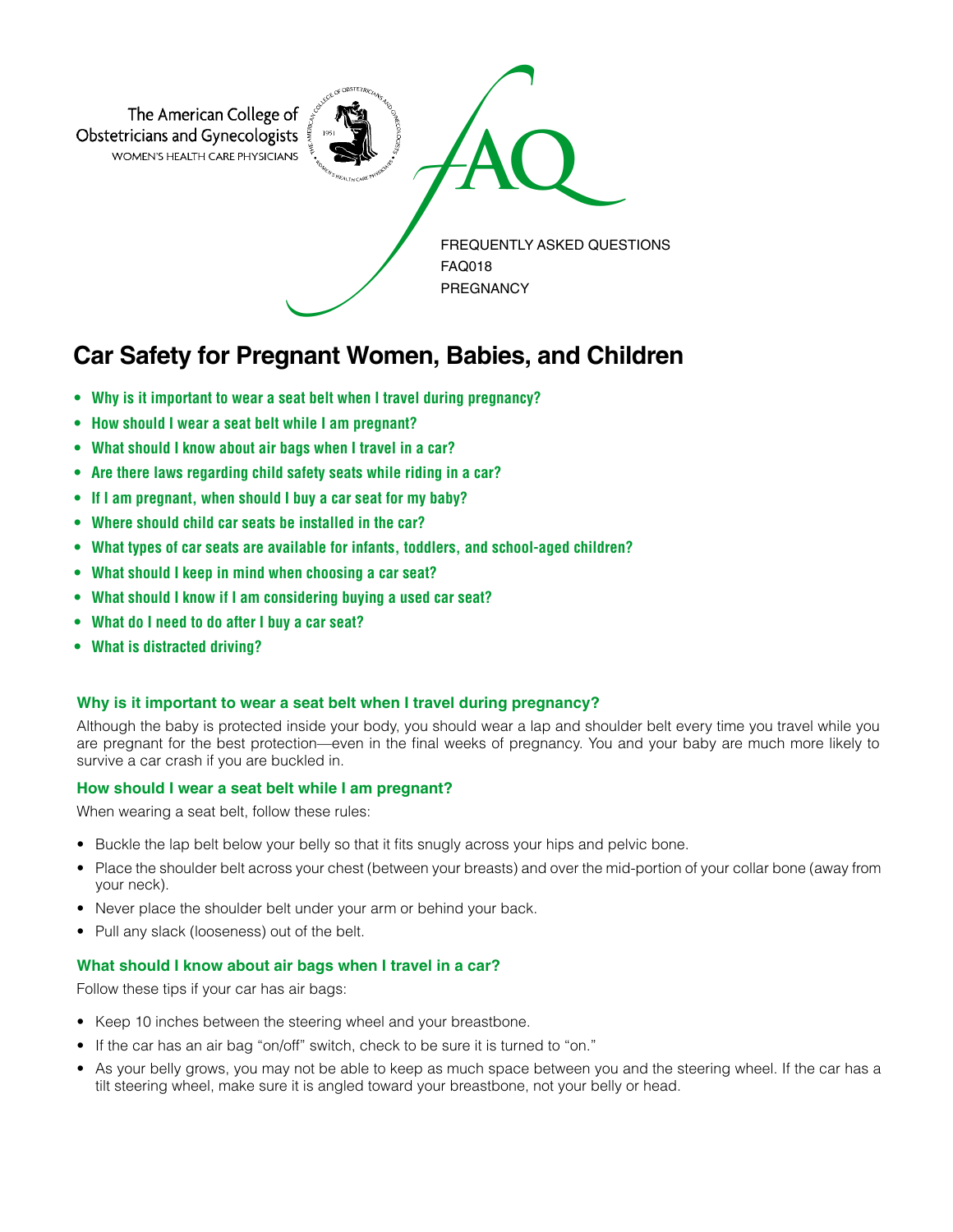The American College of Obstetricians and Gynecologists
WOMEN'S HEALTH CARE PHYSICIANS

FAQ

FREQUENTLY ASKED QUESTIONS
FAQ018
PREGNANCY

# Car Safety for Pregnant Women, Babies, and Children

- **Why is it important to wear a seat belt when I travel during pregnancy?**
- **How should I wear a seat belt while I am pregnant?**
- **What should I know about air bags when I travel in a car?**
- **Are there laws regarding child safety seats while riding in a car?**
- **If I am pregnant, when should I buy a car seat for my baby?**
- **Where should child car seats be installed in the car?**
- **What types of car seats are available for infants, toddlers, and school-aged children?**
- **What should I keep in mind when choosing a car seat?**
- **What should I know if I am considering buying a used car seat?**
- **What do I need to do after I buy a car seat?**
- **What is distracted driving?**

### Why is it important to wear a seat belt when I travel during pregnancy?

Although the baby is protected inside your body, you should wear a lap and shoulder belt every time you travel while you are pregnant for the best protection—even in the final weeks of pregnancy. You and your baby are much more likely to survive a car crash if you are buckled in.

### How should I wear a seat belt while I am pregnant?

When wearing a seat belt, follow these rules:

- Buckle the lap belt below your belly so that it fits snugly across your hips and pelvic bone.
- Place the shoulder belt across your chest (between your breasts) and over the mid-portion of your collar bone (away from your neck).
- Never place the shoulder belt under your arm or behind your back.
- Pull any slack (looseness) out of the belt.

### What should I know about air bags when I travel in a car?

Follow these tips if your car has air bags:

- Keep 10 inches between the steering wheel and your breastbone.
- If the car has an air bag "on/off" switch, check to be sure it is turned to "on."
- As your belly grows, you may not be able to keep as much space between you and the steering wheel. If the car has a tilt steering wheel, make sure it is angled toward your breastbone, not your belly or head.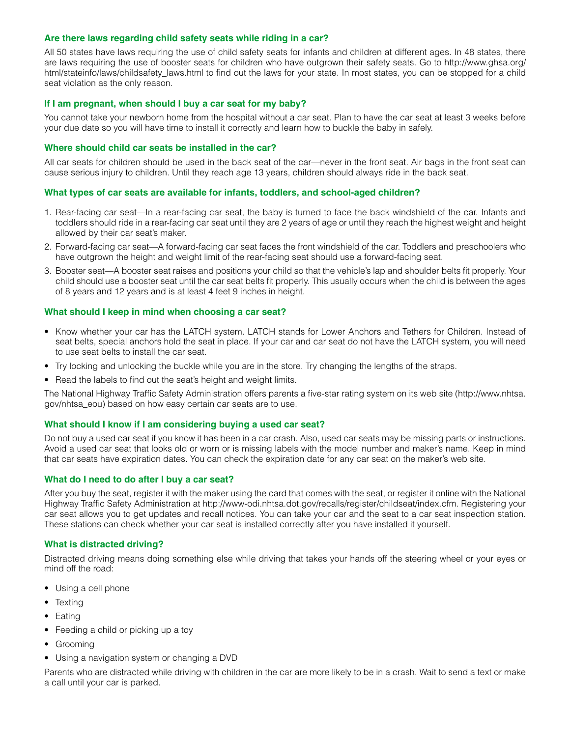### Are there laws regarding child safety seats while riding in a car?

All 50 states have laws requiring the use of child safety seats for infants and children at different ages. In 48 states, there are laws requiring the use of booster seats for children who have outgrown their safety seats. Go to http://www.ghsa.org/html/stateinfo/laws/childsafety_laws.html to find out the laws for your state. In most states, you can be stopped for a child seat violation as the only reason.

### If I am pregnant, when should I buy a car seat for my baby?

You cannot take your newborn home from the hospital without a car seat. Plan to have the car seat at least 3 weeks before your due date so you will have time to install it correctly and learn how to buckle the baby in safely.

### Where should child car seats be installed in the car?

All car seats for children should be used in the back seat of the car—never in the front seat. Air bags in the front seat can cause serious injury to children. Until they reach age 13 years, children should always ride in the back seat.

### What types of car seats are available for infants, toddlers, and school-aged children?

1. Rear-facing car seat—In a rear-facing car seat, the baby is turned to face the back windshield of the car. Infants and toddlers should ride in a rear-facing car seat until they are 2 years of age or until they reach the highest weight and height allowed by their car seat's maker.
2. Forward-facing car seat—A forward-facing car seat faces the front windshield of the car. Toddlers and preschoolers who have outgrown the height and weight limit of the rear-facing seat should use a forward-facing seat.
3. Booster seat—A booster seat raises and positions your child so that the vehicle's lap and shoulder belts fit properly. Your child should use a booster seat until the car seat belts fit properly. This usually occurs when the child is between the ages of 8 years and 12 years and is at least 4 feet 9 inches in height.

### What should I keep in mind when choosing a car seat?

- Know whether your car has the LATCH system. LATCH stands for Lower Anchors and Tethers for Children. Instead of seat belts, special anchors hold the seat in place. If your car and car seat do not have the LATCH system, you will need to use seat belts to install the car seat.
- Try locking and unlocking the buckle while you are in the store. Try changing the lengths of the straps.
- Read the labels to find out the seat's height and weight limits.

The National Highway Traffic Safety Administration offers parents a five-star rating system on its web site (http://www.nhtsa.gov/nhtsa_eou) based on how easy certain car seats are to use.

### What should I know if I am considering buying a used car seat?

Do not buy a used car seat if you know it has been in a car crash. Also, used car seats may be missing parts or instructions. Avoid a used car seat that looks old or worn or is missing labels with the model number and maker's name. Keep in mind that car seats have expiration dates. You can check the expiration date for any car seat on the maker's web site.

### What do I need to do after I buy a car seat?

After you buy the seat, register it with the maker using the card that comes with the seat, or register it online with the National Highway Traffic Safety Administration at http://www-odi.nhtsa.dot.gov/recalls/register/childseat/index.cfm. Registering your car seat allows you to get updates and recall notices. You can take your car and the seat to a car seat inspection station. These stations can check whether your car seat is installed correctly after you have installed it yourself.

### What is distracted driving?

Distracted driving means doing something else while driving that takes your hands off the steering wheel or your eyes or mind off the road:

- Using a cell phone
- Texting
- Eating
- Feeding a child or picking up a toy
- Grooming
- Using a navigation system or changing a DVD

Parents who are distracted while driving with children in the car are more likely to be in a crash. Wait to send a text or make a call until your car is parked.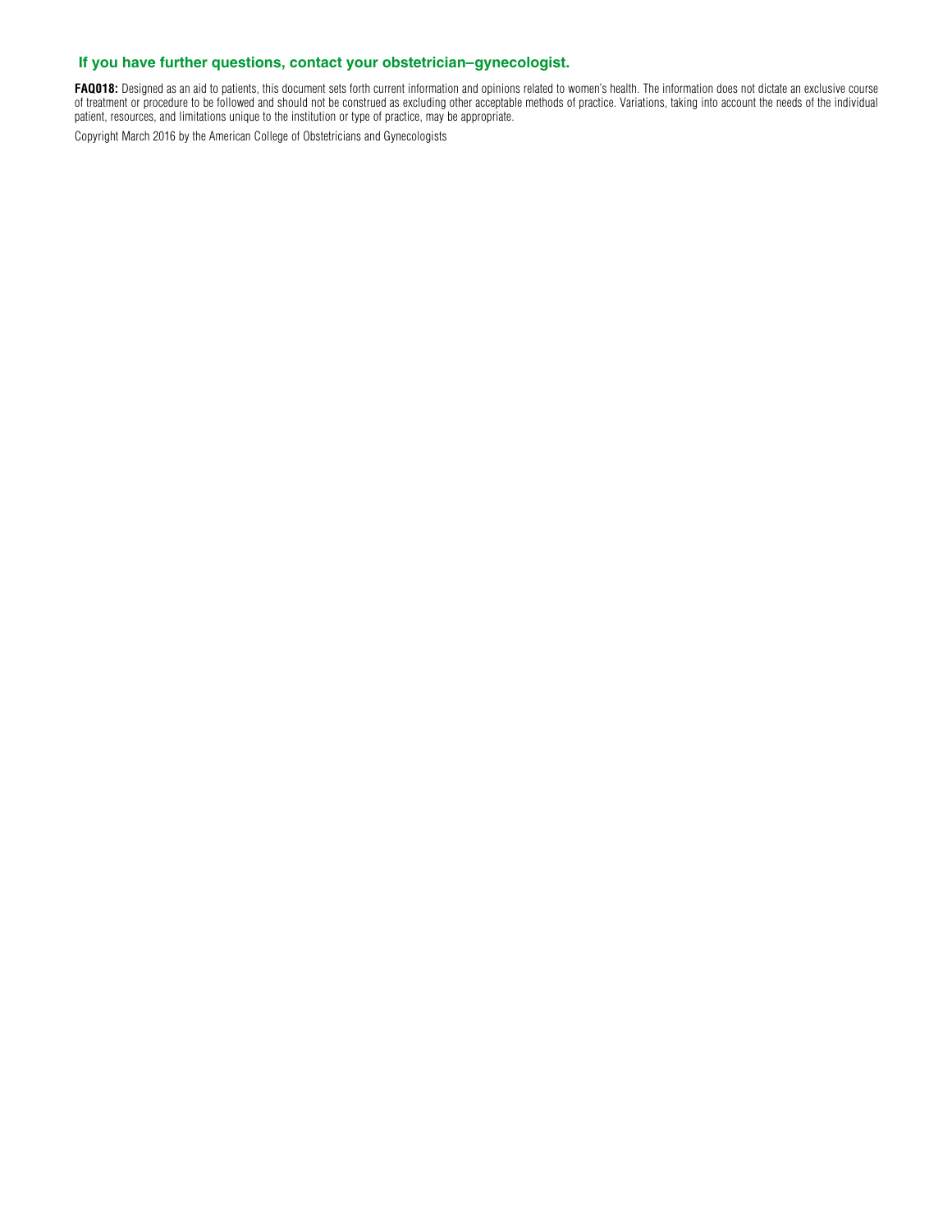**If you have further questions, contact your obstetrician–gynecologist.**

**FAQ018:** Designed as an aid to patients, this document sets forth current information and opinions related to women's health. The information does not dictate an exclusive course of treatment or procedure to be followed and should not be construed as excluding other acceptable methods of practice. Variations, taking into account the needs of the individual patient, resources, and limitations unique to the institution or type of practice, may be appropriate.

Copyright March 2016 by the American College of Obstetricians and Gynecologists